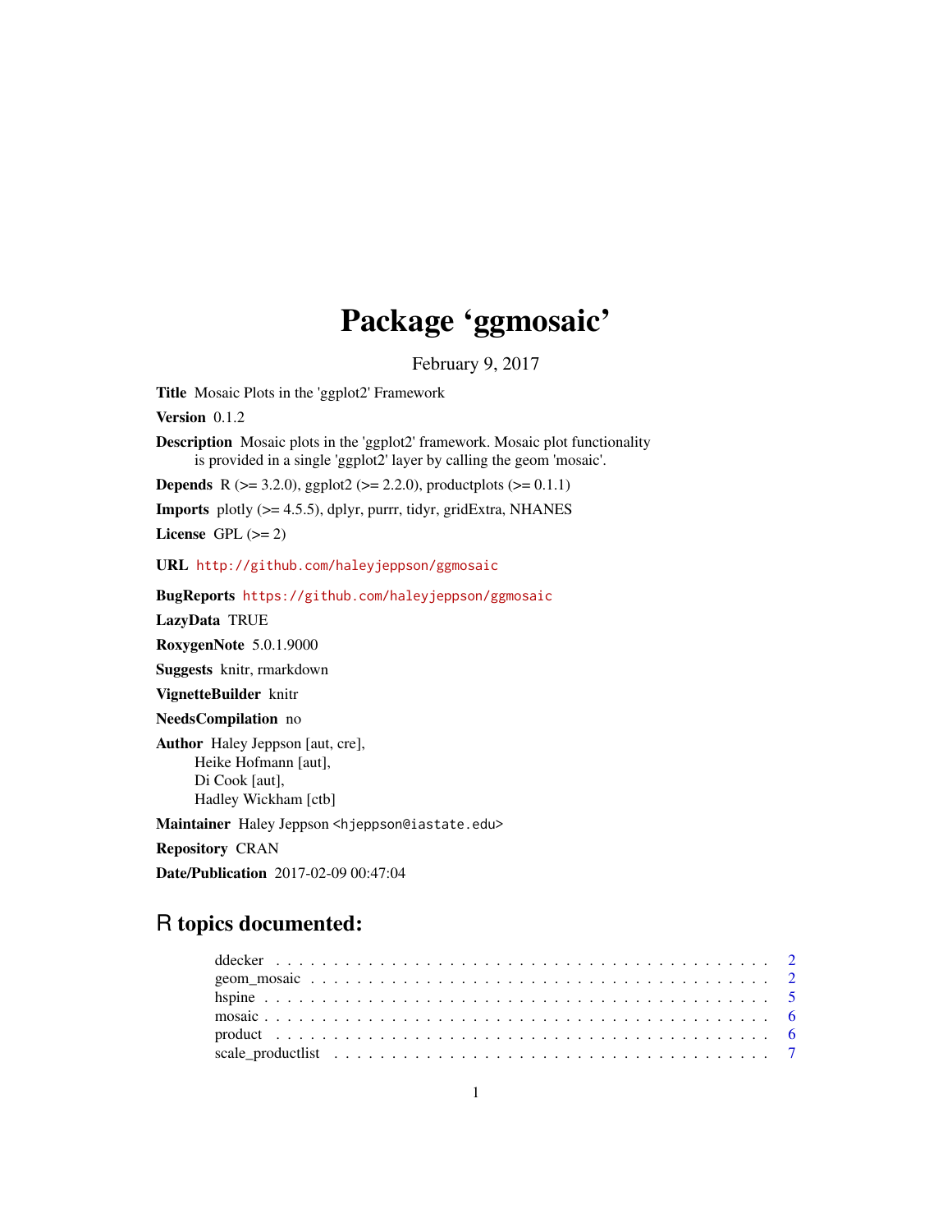# Package 'ggmosaic'

February 9, 2017

**Title** Mosaic Plots in the 'ggplot2' Framework

**Version** 0.1.2

**Description** Mosaic plots in the 'ggplot2' framework. Mosaic plot functionality is provided in a single 'ggplot2' layer by calling the geom 'mosaic'.

**Depends** R (>= 3.2.0), ggplot2 (>= 2.2.0), productplots (>= 0.1.1)

**Imports** plotly (>= 4.5.5), dplyr, purrr, tidyr, gridExtra, NHANES

**License** GPL (>= 2)

**URL** http://github.com/haleyjeppson/ggmosaic

**BugReports** https://github.com/haleyjeppson/ggmosaic

**LazyData** TRUE

**RoxygenNote** 5.0.1.9000

**Suggests** knitr, rmarkdown

**VignetteBuilder** knitr

**NeedsCompilation** no

**Author** Haley Jeppson [aut, cre],
Heike Hofmann [aut],
Di Cook [aut],
Hadley Wickham [ctb]

**Maintainer** Haley Jeppson <hjeppson@iastate.edu>

**Repository** CRAN

**Date/Publication** 2017-02-09 00:47:04

## R topics documented:

- ddecker . . . . . . . . . . . . . . . . . . . . . . . . . . . . . . . . . . . . . . . . . 2
- geom_mosaic . . . . . . . . . . . . . . . . . . . . . . . . . . . . . . . . . . . . . . 2
- hspine . . . . . . . . . . . . . . . . . . . . . . . . . . . . . . . . . . . . . . . . . . 5
- mosaic . . . . . . . . . . . . . . . . . . . . . . . . . . . . . . . . . . . . . . . . . . 6
- product . . . . . . . . . . . . . . . . . . . . . . . . . . . . . . . . . . . . . . . . . 6
- scale_productlist . . . . . . . . . . . . . . . . . . . . . . . . . . . . . . . . . . . . 7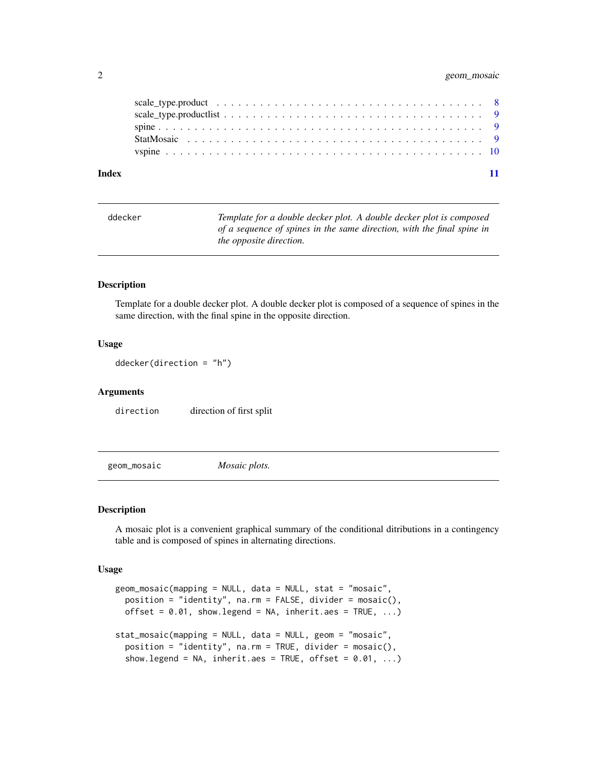scale_type.product . . . . . . . . . . . . . . . . . . . . . . . . . . . . . . . . . . . 8
scale_type.productlist . . . . . . . . . . . . . . . . . . . . . . . . . . . . . . . . . . 9
spine . . . . . . . . . . . . . . . . . . . . . . . . . . . . . . . . . . . . . . . . . . 9
StatMosaic . . . . . . . . . . . . . . . . . . . . . . . . . . . . . . . . . . . . . . . 9
vspine . . . . . . . . . . . . . . . . . . . . . . . . . . . . . . . . . . . . . . . . . 10

**Index** 11

---

`ddecker` *Template for a double decker plot. A double decker plot is composed of a sequence of spines in the same direction, with the final spine in the opposite direction.*

---

### Description

Template for a double decker plot. A double decker plot is composed of a sequence of spines in the same direction, with the final spine in the opposite direction.

### Usage

```
ddecker(direction = "h")
```

### Arguments

| | |
|---|---|
| `direction` | direction of first split |

---

`geom_mosaic` *Mosaic plots.*

---

### Description

A mosaic plot is a convenient graphical summary of the conditional ditributions in a contingency table and is composed of spines in alternating directions.

### Usage

```
geom_mosaic(mapping = NULL, data = NULL, stat = "mosaic",
  position = "identity", na.rm = FALSE, divider = mosaic(),
  offset = 0.01, show.legend = NA, inherit.aes = TRUE, ...)

stat_mosaic(mapping = NULL, data = NULL, geom = "mosaic",
  position = "identity", na.rm = TRUE, divider = mosaic(),
  show.legend = NA, inherit.aes = TRUE, offset = 0.01, ...)
```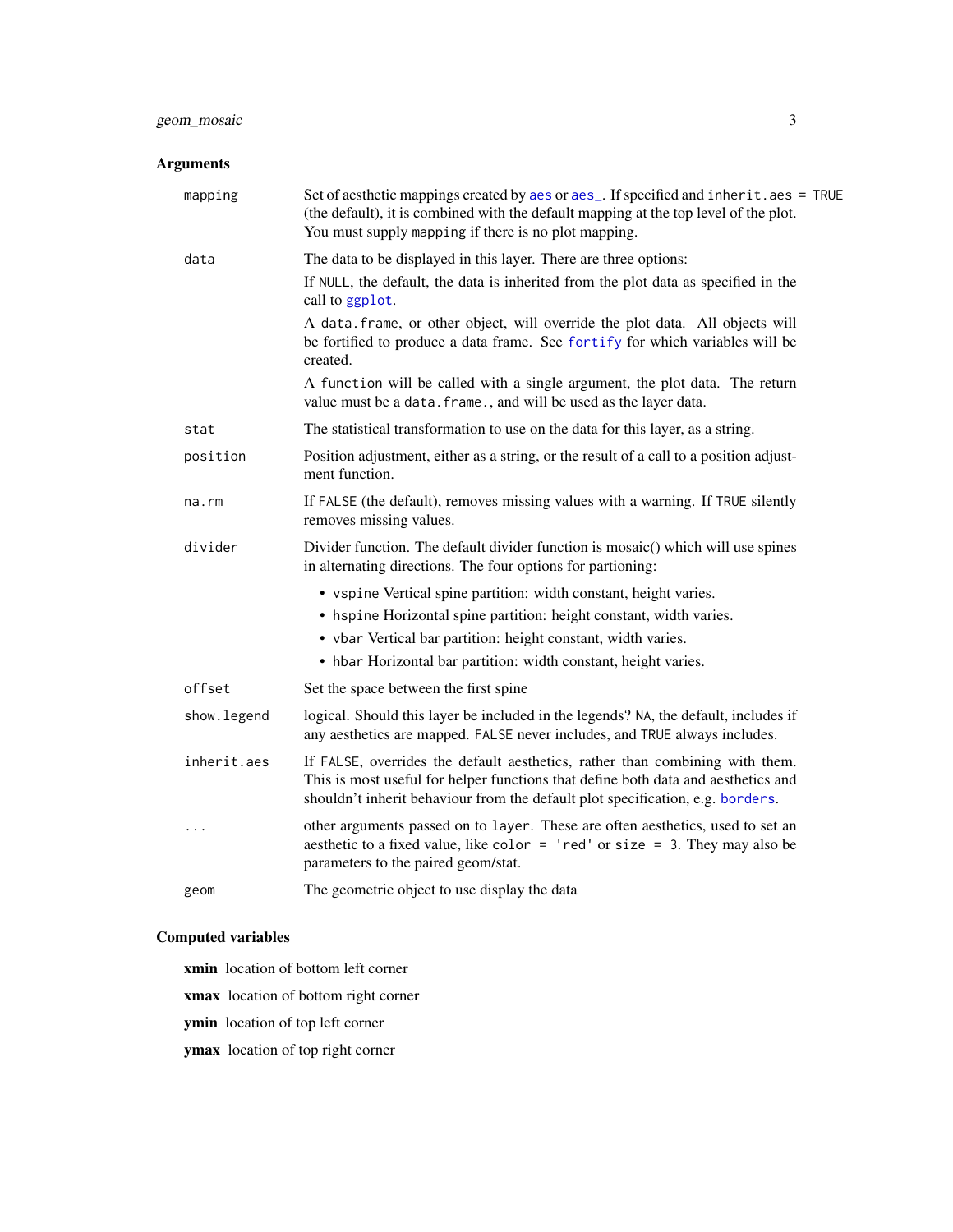## Arguments

- `mapping`: Set of aesthetic mappings created by `aes` or `aes_`. If specified and `inherit.aes = TRUE` (the default), it is combined with the default mapping at the top level of the plot. You must supply `mapping` if there is no plot mapping.

- `data`: The data to be displayed in this layer. There are three options:

  If `NULL`, the default, the data is inherited from the plot data as specified in the call to `ggplot`.

  A `data.frame`, or other object, will override the plot data. All objects will be fortified to produce a data frame. See `fortify` for which variables will be created.

  A `function` will be called with a single argument, the plot data. The return value must be a `data.frame.`, and will be used as the layer data.

- `stat`: The statistical transformation to use on the data for this layer, as a string.

- `position`: Position adjustment, either as a string, or the result of a call to a position adjustment function.

- `na.rm`: If `FALSE` (the default), removes missing values with a warning. If `TRUE` silently removes missing values.

- `divider`: Divider function. The default divider function is mosaic() which will use spines in alternating directions. The four options for partioning:
  - `vspine` Vertical spine partition: width constant, height varies.
  - `hspine` Horizontal spine partition: height constant, width varies.
  - `vbar` Vertical bar partition: height constant, width varies.
  - `hbar` Horizontal bar partition: width constant, height varies.

- `offset`: Set the space between the first spine

- `show.legend`: logical. Should this layer be included in the legends? `NA`, the default, includes if any aesthetics are mapped. `FALSE` never includes, and `TRUE` always includes.

- `inherit.aes`: If `FALSE`, overrides the default aesthetics, rather than combining with them. This is most useful for helper functions that define both data and aesthetics and shouldn't inherit behaviour from the default plot specification, e.g. `borders`.

- `...`: other arguments passed on to `layer`. These are often aesthetics, used to set an aesthetic to a fixed value, like `color = 'red'` or `size = 3`. They may also be parameters to the paired geom/stat.

- `geom`: The geometric object to use display the data

## Computed variables

**xmin** location of bottom left corner

**xmax** location of bottom right corner

**ymin** location of top left corner

**ymax** location of top right corner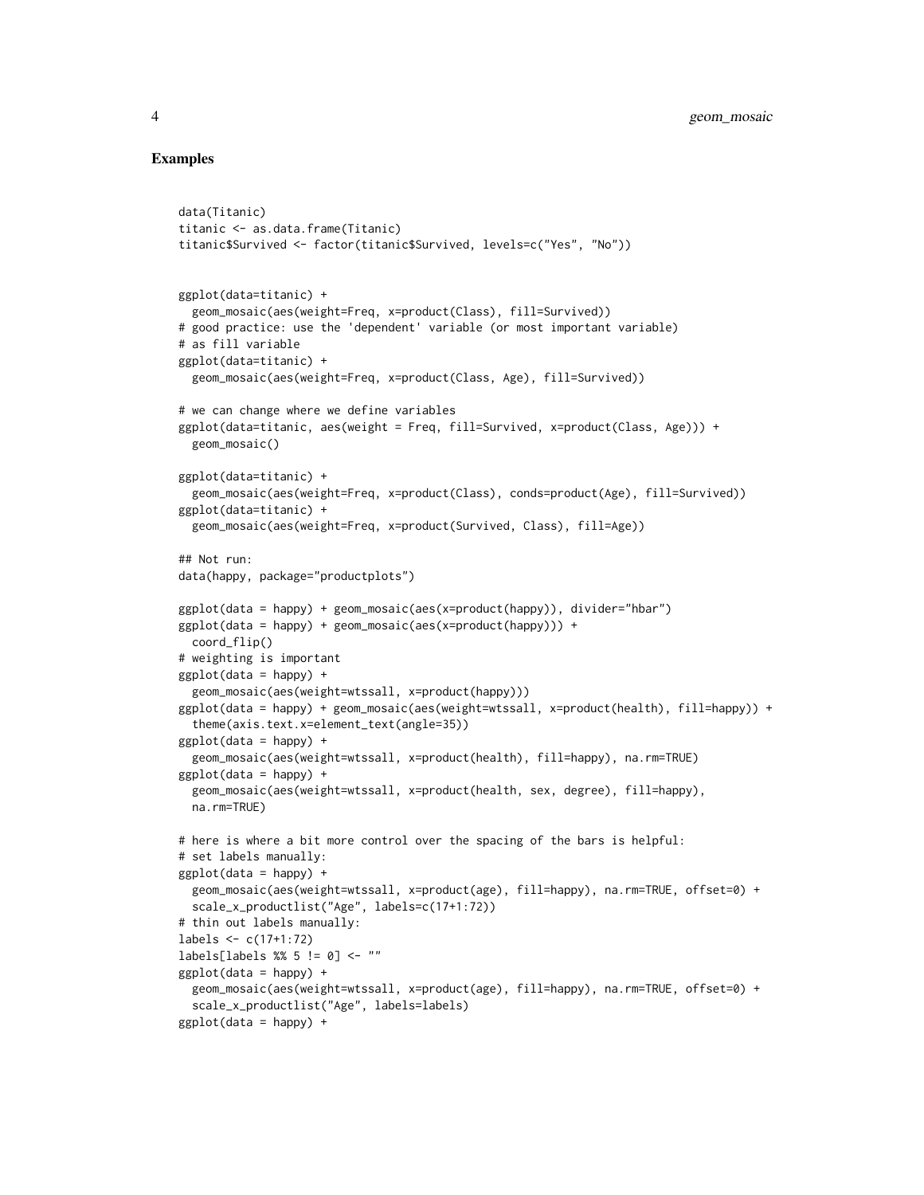## Examples

```
data(Titanic)
titanic <- as.data.frame(Titanic)
titanic$Survived <- factor(titanic$Survived, levels=c("Yes", "No"))


ggplot(data=titanic) +
  geom_mosaic(aes(weight=Freq, x=product(Class), fill=Survived))
# good practice: use the 'dependent' variable (or most important variable)
# as fill variable
ggplot(data=titanic) +
  geom_mosaic(aes(weight=Freq, x=product(Class, Age), fill=Survived))

# we can change where we define variables
ggplot(data=titanic, aes(weight = Freq, fill=Survived, x=product(Class, Age))) +
  geom_mosaic()

ggplot(data=titanic) +
  geom_mosaic(aes(weight=Freq, x=product(Class), conds=product(Age), fill=Survived))
ggplot(data=titanic) +
  geom_mosaic(aes(weight=Freq, x=product(Survived, Class), fill=Age))

## Not run:
data(happy, package="productplots")

ggplot(data = happy) + geom_mosaic(aes(x=product(happy)), divider="hbar")
ggplot(data = happy) + geom_mosaic(aes(x=product(happy))) +
  coord_flip()
# weighting is important
ggplot(data = happy) +
  geom_mosaic(aes(weight=wtssall, x=product(happy)))
ggplot(data = happy) + geom_mosaic(aes(weight=wtssall, x=product(health), fill=happy)) +
  theme(axis.text.x=element_text(angle=35))
ggplot(data = happy) +
  geom_mosaic(aes(weight=wtssall, x=product(health), fill=happy), na.rm=TRUE)
ggplot(data = happy) +
  geom_mosaic(aes(weight=wtssall, x=product(health, sex, degree), fill=happy),
  na.rm=TRUE)

# here is where a bit more control over the spacing of the bars is helpful:
# set labels manually:
ggplot(data = happy) +
  geom_mosaic(aes(weight=wtssall, x=product(age), fill=happy), na.rm=TRUE, offset=0) +
  scale_x_productlist("Age", labels=c(17+1:72))
# thin out labels manually:
labels <- c(17+1:72)
labels[labels %% 5 != 0] <- ""
ggplot(data = happy) +
  geom_mosaic(aes(weight=wtssall, x=product(age), fill=happy), na.rm=TRUE, offset=0) +
  scale_x_productlist("Age", labels=labels)
ggplot(data = happy) +
```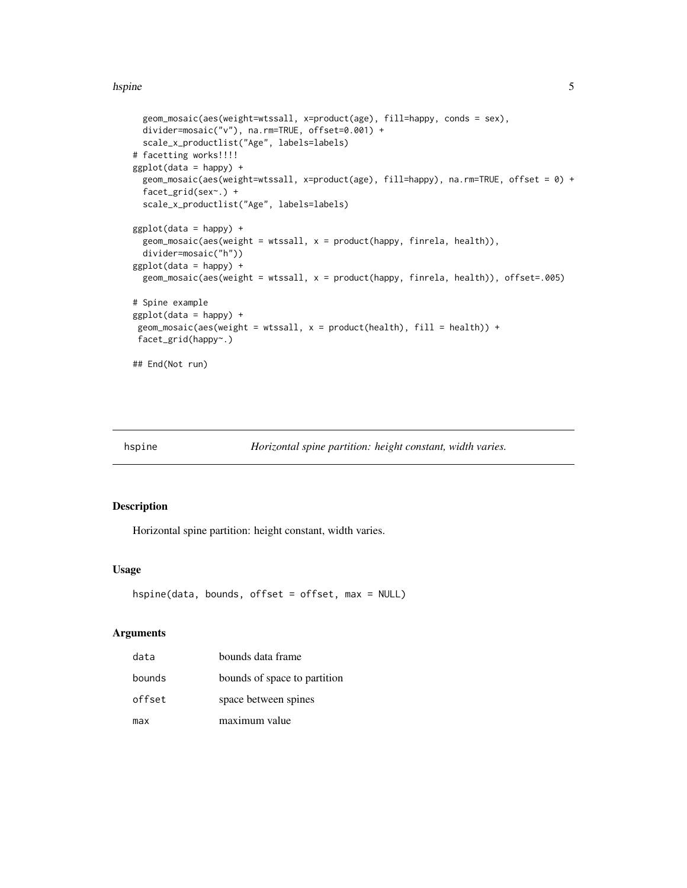```
  geom_mosaic(aes(weight=wtssall, x=product(age), fill=happy, conds = sex),
  divider=mosaic("v"), na.rm=TRUE, offset=0.001) +
  scale_x_productlist("Age", labels=labels)
# facetting works!!!!
ggplot(data = happy) +
  geom_mosaic(aes(weight=wtssall, x=product(age), fill=happy), na.rm=TRUE, offset = 0) +
  facet_grid(sex~.) +
  scale_x_productlist("Age", labels=labels)

ggplot(data = happy) +
  geom_mosaic(aes(weight = wtssall, x = product(happy, finrela, health)),
  divider=mosaic("h"))
ggplot(data = happy) +
  geom_mosaic(aes(weight = wtssall, x = product(happy, finrela, health)), offset=.005)

# Spine example
ggplot(data = happy) +
 geom_mosaic(aes(weight = wtssall, x = product(health), fill = health)) +
 facet_grid(happy~.)

## End(Not run)
```

## hspine — *Horizontal spine partition: height constant, width varies.*

### Description

Horizontal spine partition: height constant, width varies.

### Usage

```
hspine(data, bounds, offset = offset, max = NULL)
```

### Arguments

| | |
|---|---|
| data | bounds data frame |
| bounds | bounds of space to partition |
| offset | space between spines |
| max | maximum value |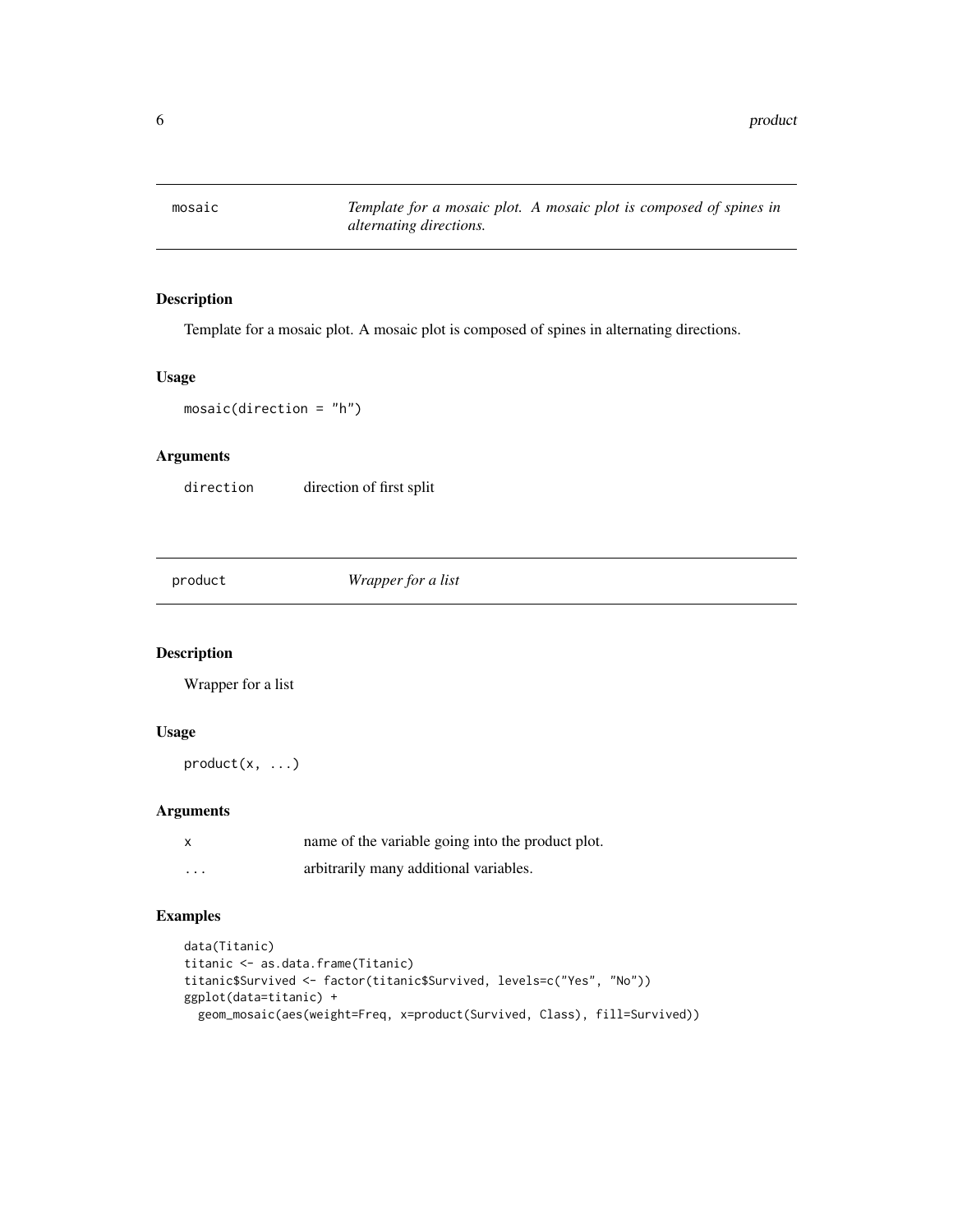## mosaic

*Template for a mosaic plot. A mosaic plot is composed of spines in alternating directions.*

### Description

Template for a mosaic plot. A mosaic plot is composed of spines in alternating directions.

### Usage

```
mosaic(direction = "h")
```

### Arguments

| | |
|---|---|
| direction | direction of first split |

## product

*Wrapper for a list*

### Description

Wrapper for a list

### Usage

```
product(x, ...)
```

### Arguments

| | |
|---|---|
| x | name of the variable going into the product plot. |
| ... | arbitrarily many additional variables. |

### Examples

```
data(Titanic)
titanic <- as.data.frame(Titanic)
titanic$Survived <- factor(titanic$Survived, levels=c("Yes", "No"))
ggplot(data=titanic) +
  geom_mosaic(aes(weight=Freq, x=product(Survived, Class), fill=Survived))
```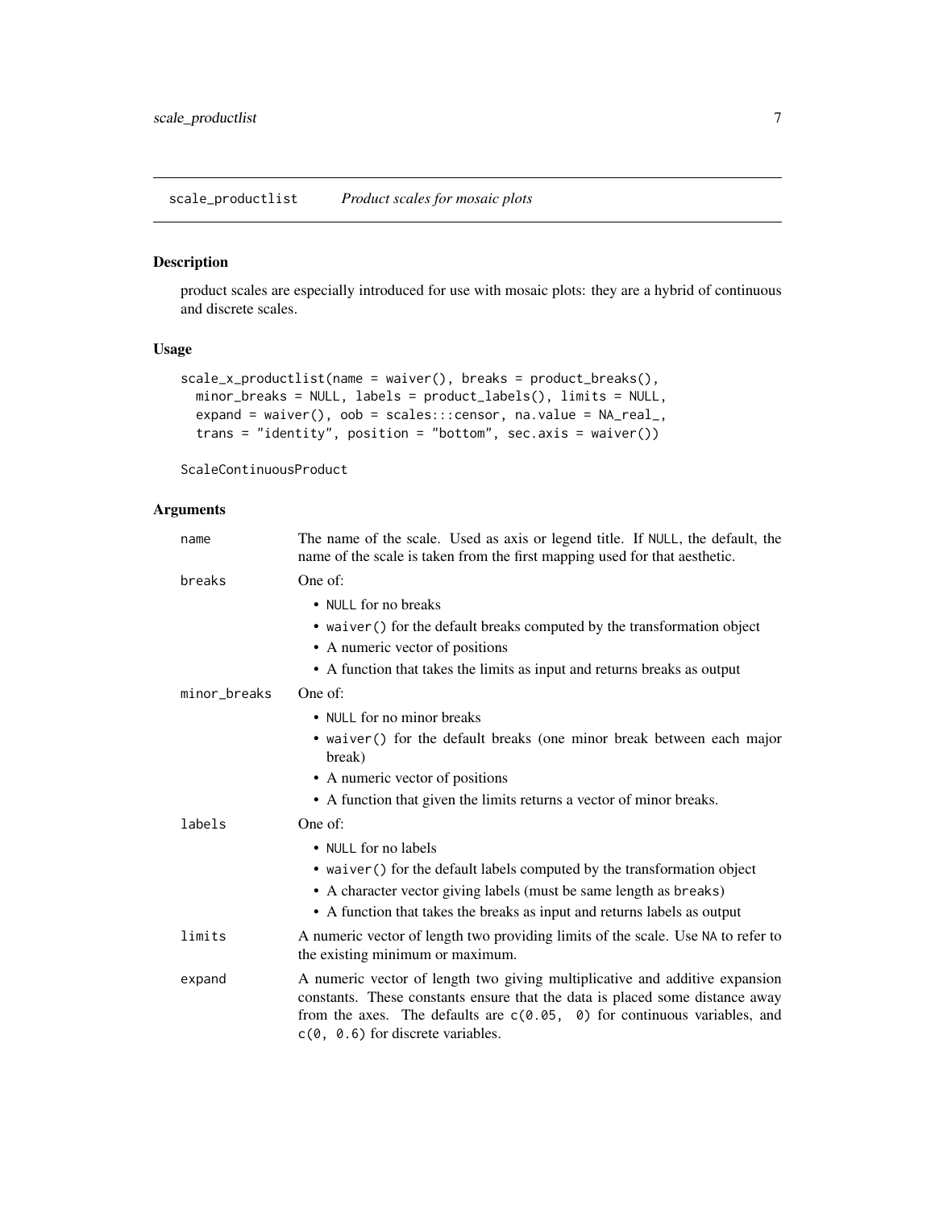## scale_productlist    *Product scales for mosaic plots*

### Description

product scales are especially introduced for use with mosaic plots: they are a hybrid of continuous and discrete scales.

### Usage

```
scale_x_productlist(name = waiver(), breaks = product_breaks(),
  minor_breaks = NULL, labels = product_labels(), limits = NULL,
  expand = waiver(), oob = scales:::censor, na.value = NA_real_,
  trans = "identity", position = "bottom", sec.axis = waiver())

ScaleContinuousProduct
```

### Arguments

| | |
|---|---|
| `name` | The name of the scale. Used as axis or legend title. If `NULL`, the default, the name of the scale is taken from the first mapping used for that aesthetic. |
| `breaks` | One of: <br>• `NULL` for no breaks <br>• `waiver()` for the default breaks computed by the transformation object <br>• A numeric vector of positions <br>• A function that takes the limits as input and returns breaks as output |
| `minor_breaks` | One of: <br>• `NULL` for no minor breaks <br>• `waiver()` for the default breaks (one minor break between each major break) <br>• A numeric vector of positions <br>• A function that given the limits returns a vector of minor breaks. |
| `labels` | One of: <br>• `NULL` for no labels <br>• `waiver()` for the default labels computed by the transformation object <br>• A character vector giving labels (must be same length as `breaks`) <br>• A function that takes the breaks as input and returns labels as output |
| `limits` | A numeric vector of length two providing limits of the scale. Use `NA` to refer to the existing minimum or maximum. |
| `expand` | A numeric vector of length two giving multiplicative and additive expansion constants. These constants ensure that the data is placed some distance away from the axes. The defaults are `c(0.05, 0)` for continuous variables, and `c(0, 0.6)` for discrete variables. |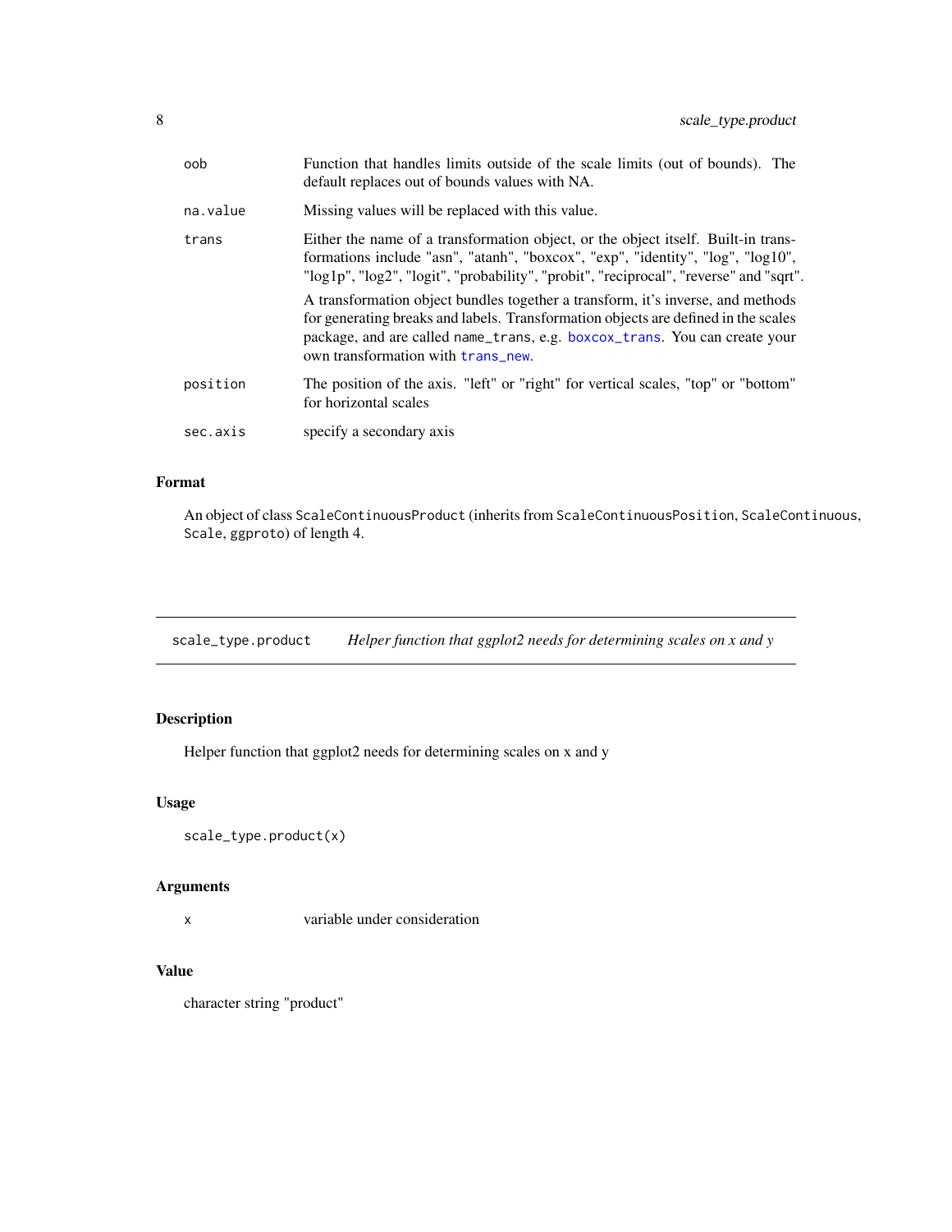| | |
|---|---|
| `oob` | Function that handles limits outside of the scale limits (out of bounds). The default replaces out of bounds values with NA. |
| `na.value` | Missing values will be replaced with this value. |
| `trans` | Either the name of a transformation object, or the object itself. Built-in transformations include "asn", "atanh", "boxcox", "exp", "identity", "log", "log10", "log1p", "log2", "logit", "probability", "probit", "reciprocal", "reverse" and "sqrt". A transformation object bundles together a transform, it's inverse, and methods for generating breaks and labels. Transformation objects are defined in the scales package, and are called `name_trans`, e.g. `boxcox_trans`. You can create your own transformation with `trans_new`. |
| `position` | The position of the axis. "left" or "right" for vertical scales, "top" or "bottom" for horizontal scales |
| `sec.axis` | specify a secondary axis |

### Format

An object of class `ScaleContinuousProduct` (inherits from `ScaleContinuousPosition`, `ScaleContinuous`, `Scale`, `ggproto`) of length 4.

---

## `scale_type.product` *Helper function that ggplot2 needs for determining scales on x and y*

### Description

Helper function that ggplot2 needs for determining scales on x and y

### Usage

```
scale_type.product(x)
```

### Arguments

| | |
|---|---|
| `x` | variable under consideration |

### Value

character string "product"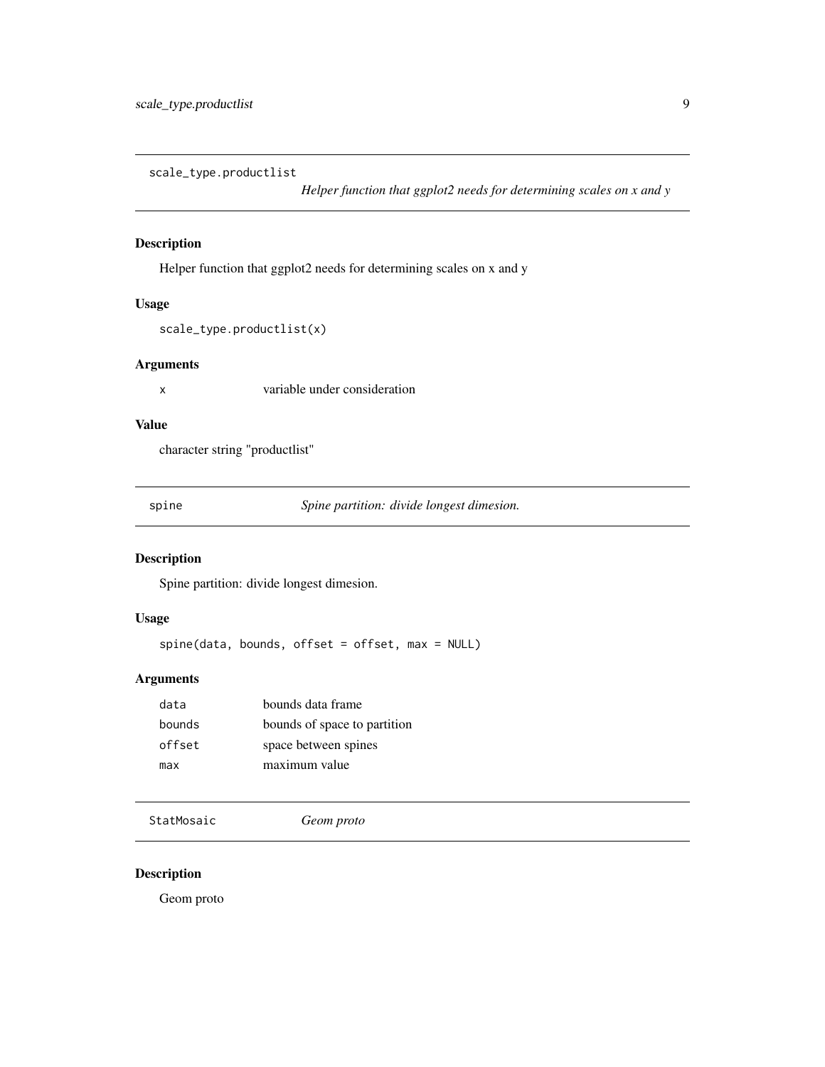## scale_type.productlist

*Helper function that ggplot2 needs for determining scales on x and y*

### Description

Helper function that ggplot2 needs for determining scales on x and y

### Usage

```
scale_type.productlist(x)
```

### Arguments

| | |
|---|---|
| x | variable under consideration |

### Value

character string "productlist"

## spine

*Spine partition: divide longest dimesion.*

### Description

Spine partition: divide longest dimesion.

### Usage

```
spine(data, bounds, offset = offset, max = NULL)
```

### Arguments

| | |
|---|---|
| data | bounds data frame |
| bounds | bounds of space to partition |
| offset | space between spines |
| max | maximum value |

## StatMosaic

*Geom proto*

### Description

Geom proto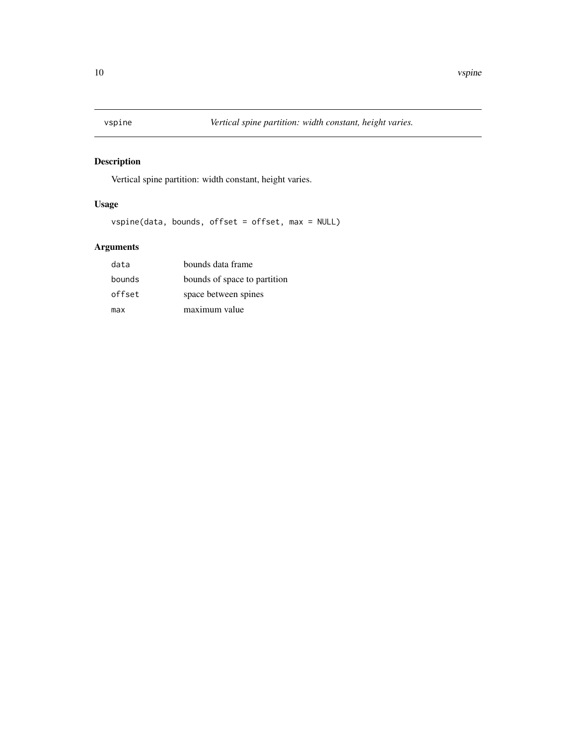# vspine — *Vertical spine partition: width constant, height varies.*

## Description

Vertical spine partition: width constant, height varies.

## Usage

```
vspine(data, bounds, offset = offset, max = NULL)
```

## Arguments

| | |
|---|---|
| `data` | bounds data frame |
| `bounds` | bounds of space to partition |
| `offset` | space between spines |
| `max` | maximum value |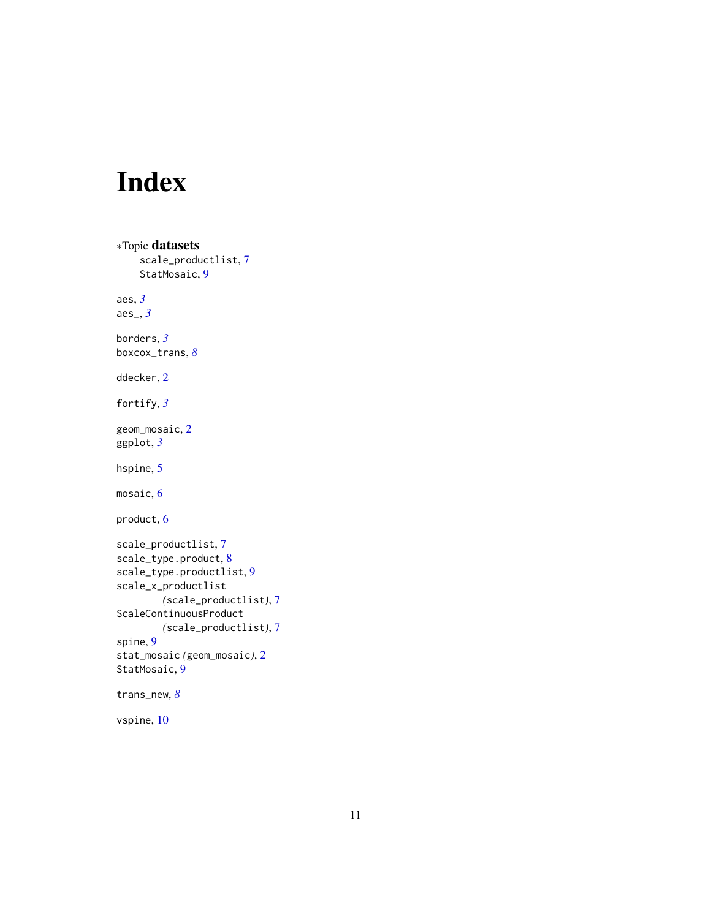# Index

∗Topic **datasets**

scale_productlist, 7
StatMosaic, 9

aes, *3*
aes_, *3*

borders, *3*
boxcox_trans, *8*

ddecker, 2

fortify, *3*

geom_mosaic, 2
ggplot, *3*

hspine, 5

mosaic, 6

product, 6

scale_productlist, 7
scale_type.product, 8
scale_type.productlist, 9
scale_x_productlist *(*scale_productlist*)*, 7
ScaleContinuousProduct *(*scale_productlist*)*, 7
spine, 9
stat_mosaic *(*geom_mosaic*)*, 2
StatMosaic, 9

trans_new, *8*

vspine, 10